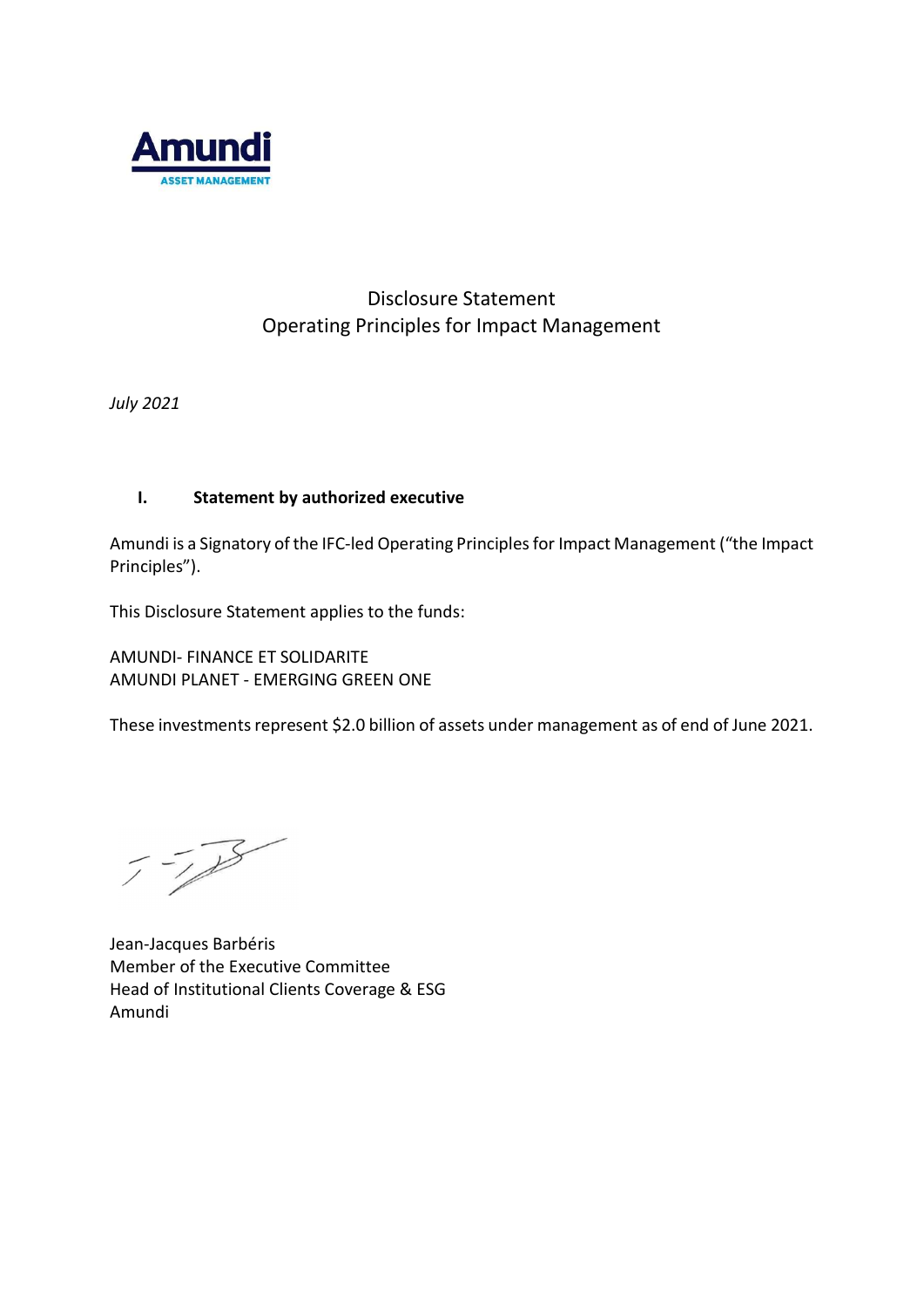Amundi

ASSET MANAGEMENT

# Disclosure Statement
# Operating Principles for Impact Management

*July 2021*

## I. Statement by authorized executive

Amundi is a Signatory of the IFC-led Operating Principles for Impact Management ("the Impact Principles").

This Disclosure Statement applies to the funds:

AMUNDI- FINANCE ET SOLIDARITE
AMUNDI PLANET - EMERGING GREEN ONE

These investments represent $2.0 billion of assets under management as of end of June 2021.

Jean-Jacques Barbéris
Member of the Executive Committee
Head of Institutional Clients Coverage & ESG
Amundi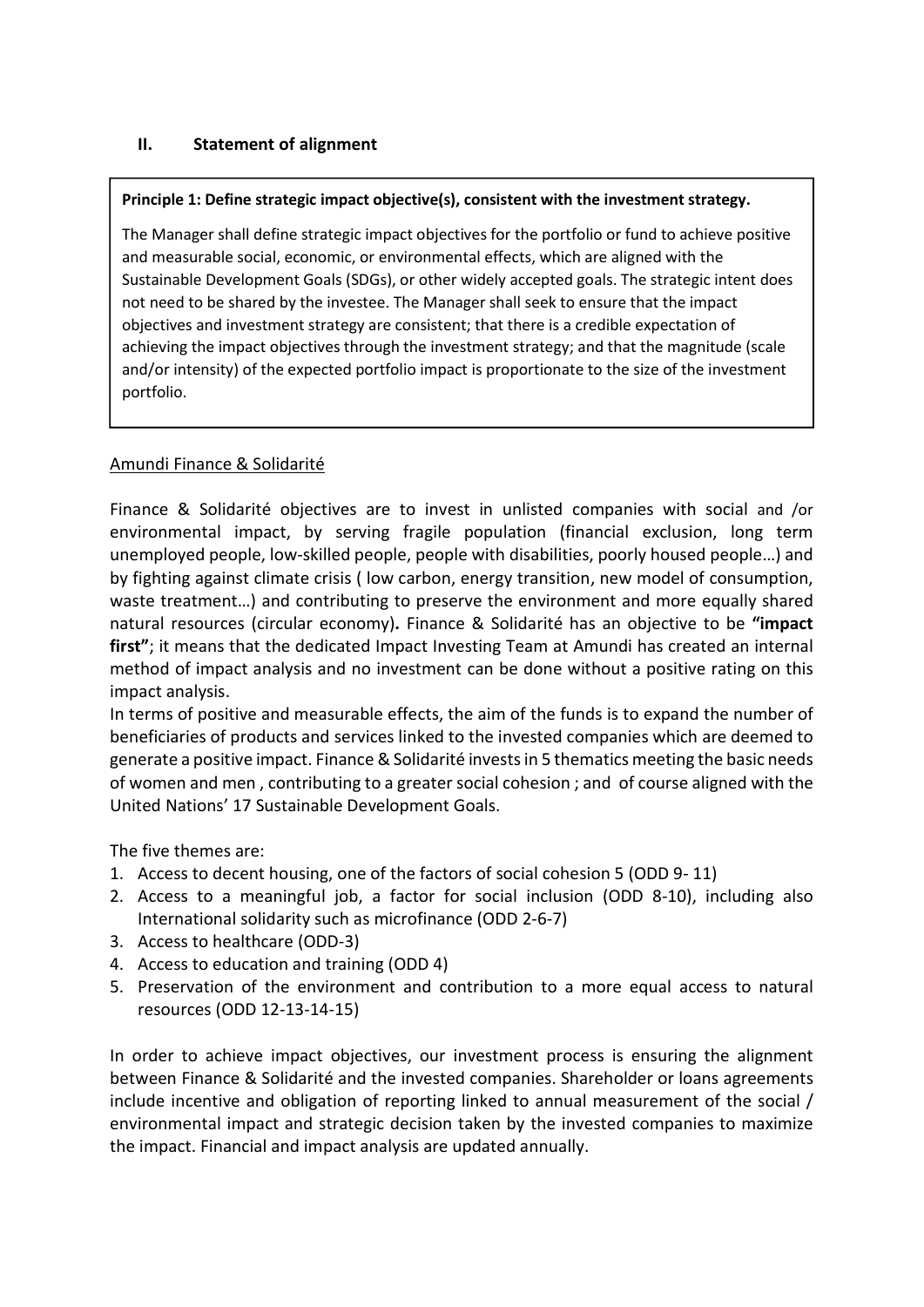## II. Statement of alignment

> **Principle 1: Define strategic impact objective(s), consistent with the investment strategy.**
>
> The Manager shall define strategic impact objectives for the portfolio or fund to achieve positive and measurable social, economic, or environmental effects, which are aligned with the Sustainable Development Goals (SDGs), or other widely accepted goals. The strategic intent does not need to be shared by the investee. The Manager shall seek to ensure that the impact objectives and investment strategy are consistent; that there is a credible expectation of achieving the impact objectives through the investment strategy; and that the magnitude (scale and/or intensity) of the expected portfolio impact is proportionate to the size of the investment portfolio.

Amundi Finance & Solidarité

Finance & Solidarité objectives are to invest in unlisted companies with social and /or environmental impact, by serving fragile population (financial exclusion, long term unemployed people, low-skilled people, people with disabilities, poorly housed people…) and by fighting against climate crisis ( low carbon, energy transition, new model of consumption, waste treatment…) and contributing to preserve the environment and more equally shared natural resources (circular economy)**.** Finance & Solidarité has an objective to be **"impact first"**; it means that the dedicated Impact Investing Team at Amundi has created an internal method of impact analysis and no investment can be done without a positive rating on this impact analysis.

In terms of positive and measurable effects, the aim of the funds is to expand the number of beneficiaries of products and services linked to the invested companies which are deemed to generate a positive impact. Finance & Solidarité invests in 5 thematics meeting the basic needs of women and men , contributing to a greater social cohesion ; and of course aligned with the United Nations' 17 Sustainable Development Goals.

The five themes are:

1. Access to decent housing, one of the factors of social cohesion 5 (ODD 9- 11)
2. Access to a meaningful job, a factor for social inclusion (ODD 8-10), including also International solidarity such as microfinance (ODD 2-6-7)
3. Access to healthcare (ODD-3)
4. Access to education and training (ODD 4)
5. Preservation of the environment and contribution to a more equal access to natural resources (ODD 12-13-14-15)

In order to achieve impact objectives, our investment process is ensuring the alignment between Finance & Solidarité and the invested companies. Shareholder or loans agreements include incentive and obligation of reporting linked to annual measurement of the social / environmental impact and strategic decision taken by the invested companies to maximize the impact. Financial and impact analysis are updated annually.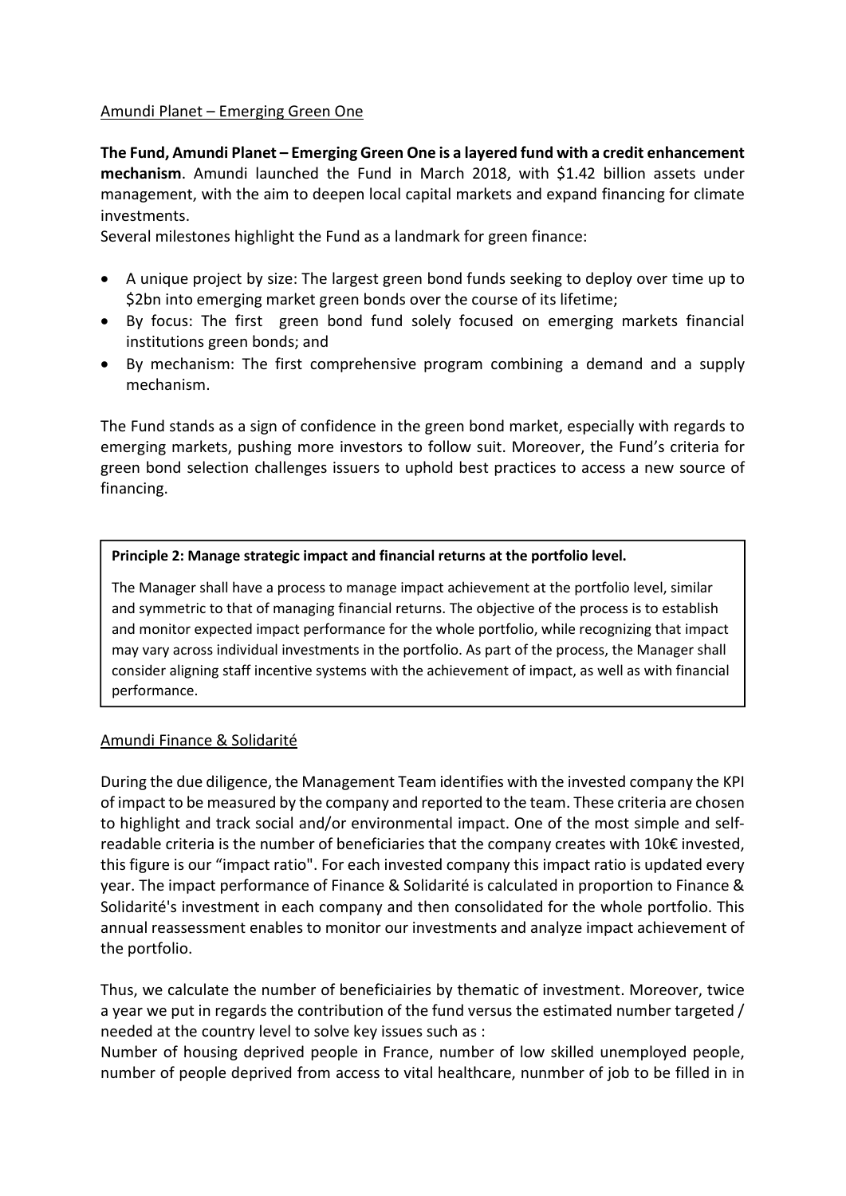Amundi Planet – Emerging Green One

**The Fund, Amundi Planet – Emerging Green One is a layered fund with a credit enhancement mechanism**. Amundi launched the Fund in March 2018, with $1.42 billion assets under management, with the aim to deepen local capital markets and expand financing for climate investments.

Several milestones highlight the Fund as a landmark for green finance:

- A unique project by size: The largest green bond funds seeking to deploy over time up to $2bn into emerging market green bonds over the course of its lifetime;
- By focus: The first green bond fund solely focused on emerging markets financial institutions green bonds; and
- By mechanism: The first comprehensive program combining a demand and a supply mechanism.

The Fund stands as a sign of confidence in the green bond market, especially with regards to emerging markets, pushing more investors to follow suit. Moreover, the Fund's criteria for green bond selection challenges issuers to uphold best practices to access a new source of financing.

> **Principle 2: Manage strategic impact and financial returns at the portfolio level.**
>
> The Manager shall have a process to manage impact achievement at the portfolio level, similar and symmetric to that of managing financial returns. The objective of the process is to establish and monitor expected impact performance for the whole portfolio, while recognizing that impact may vary across individual investments in the portfolio. As part of the process, the Manager shall consider aligning staff incentive systems with the achievement of impact, as well as with financial performance.

Amundi Finance & Solidarité

During the due diligence, the Management Team identifies with the invested company the KPI of impact to be measured by the company and reported to the team. These criteria are chosen to highlight and track social and/or environmental impact. One of the most simple and self-readable criteria is the number of beneficiaries that the company creates with 10k€ invested, this figure is our "impact ratio". For each invested company this impact ratio is updated every year. The impact performance of Finance & Solidarité is calculated in proportion to Finance & Solidarité's investment in each company and then consolidated for the whole portfolio. This annual reassessment enables to monitor our investments and analyze impact achievement of the portfolio.

Thus, we calculate the number of beneficiairies by thematic of investment. Moreover, twice a year we put in regards the contribution of the fund versus the estimated number targeted / needed at the country level to solve key issues such as :

Number of housing deprived people in France, number of low skilled unemployed people, number of people deprived from access to vital healthcare, nunmber of job to be filled in in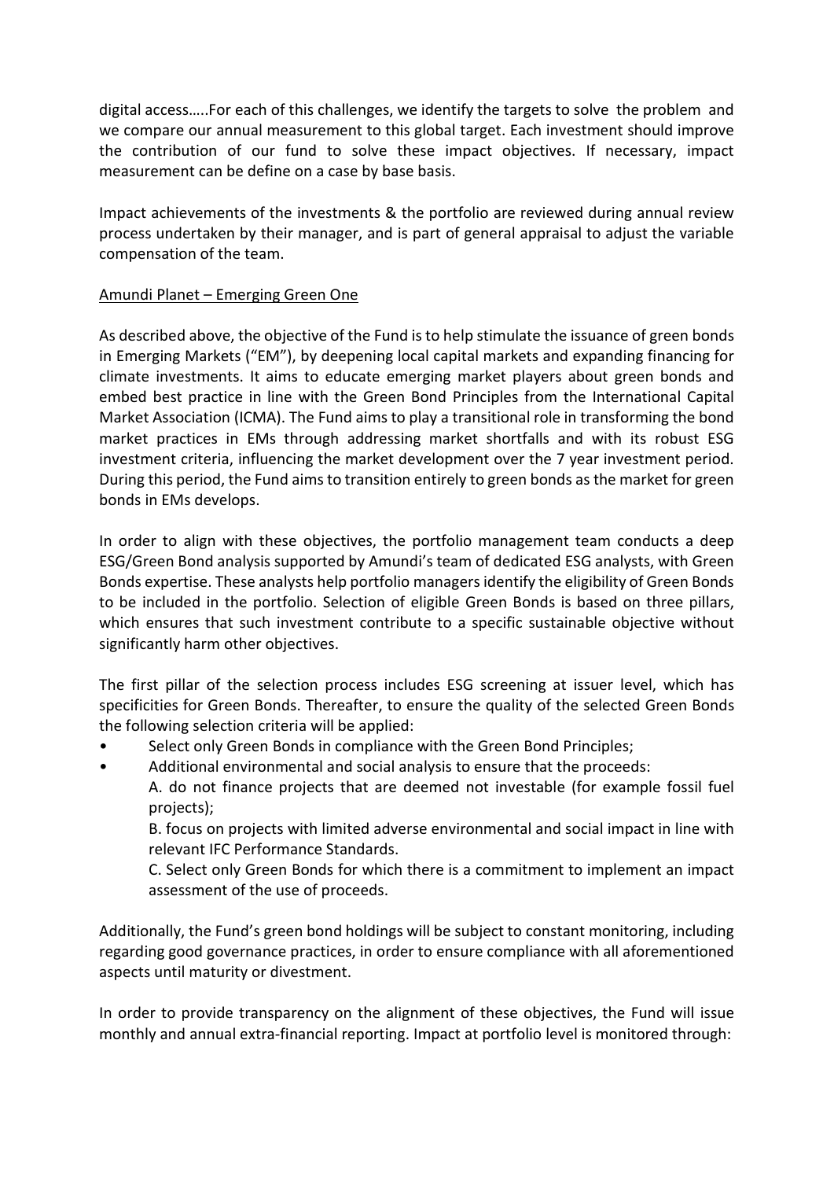digital access…..For each of this challenges, we identify the targets to solve the problem and we compare our annual measurement to this global target. Each investment should improve the contribution of our fund to solve these impact objectives. If necessary, impact measurement can be define on a case by base basis.

Impact achievements of the investments & the portfolio are reviewed during annual review process undertaken by their manager, and is part of general appraisal to adjust the variable compensation of the team.

Amundi Planet – Emerging Green One

As described above, the objective of the Fund is to help stimulate the issuance of green bonds in Emerging Markets ("EM"), by deepening local capital markets and expanding financing for climate investments. It aims to educate emerging market players about green bonds and embed best practice in line with the Green Bond Principles from the International Capital Market Association (ICMA). The Fund aims to play a transitional role in transforming the bond market practices in EMs through addressing market shortfalls and with its robust ESG investment criteria, influencing the market development over the 7 year investment period. During this period, the Fund aims to transition entirely to green bonds as the market for green bonds in EMs develops.

In order to align with these objectives, the portfolio management team conducts a deep ESG/Green Bond analysis supported by Amundi's team of dedicated ESG analysts, with Green Bonds expertise. These analysts help portfolio managers identify the eligibility of Green Bonds to be included in the portfolio. Selection of eligible Green Bonds is based on three pillars, which ensures that such investment contribute to a specific sustainable objective without significantly harm other objectives.

The first pillar of the selection process includes ESG screening at issuer level, which has specificities for Green Bonds. Thereafter, to ensure the quality of the selected Green Bonds the following selection criteria will be applied:

- Select only Green Bonds in compliance with the Green Bond Principles;
- Additional environmental and social analysis to ensure that the proceeds:

  A. do not finance projects that are deemed not investable (for example fossil fuel projects);

  B. focus on projects with limited adverse environmental and social impact in line with relevant IFC Performance Standards.

  C. Select only Green Bonds for which there is a commitment to implement an impact assessment of the use of proceeds.

Additionally, the Fund's green bond holdings will be subject to constant monitoring, including regarding good governance practices, in order to ensure compliance with all aforementioned aspects until maturity or divestment.

In order to provide transparency on the alignment of these objectives, the Fund will issue monthly and annual extra-financial reporting. Impact at portfolio level is monitored through: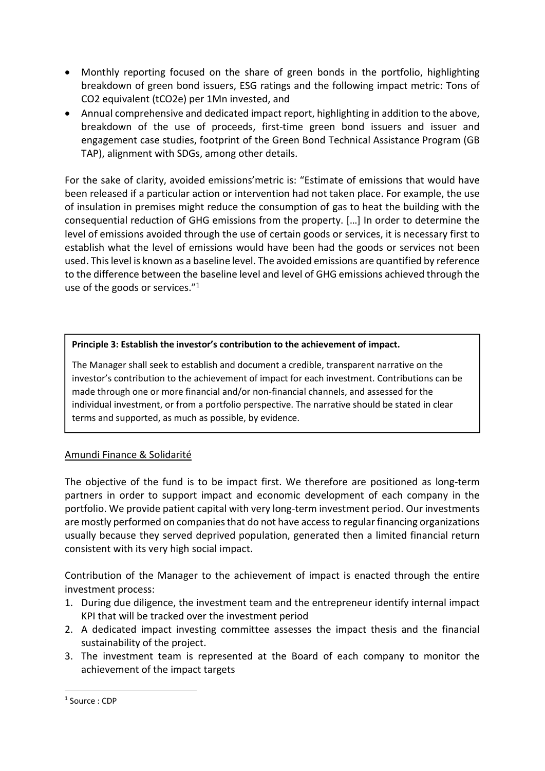- Monthly reporting focused on the share of green bonds in the portfolio, highlighting breakdown of green bond issuers, ESG ratings and the following impact metric: Tons of CO2 equivalent (tCO2e) per 1Mn invested, and
- Annual comprehensive and dedicated impact report, highlighting in addition to the above, breakdown of the use of proceeds, first-time green bond issuers and issuer and engagement case studies, footprint of the Green Bond Technical Assistance Program (GB TAP), alignment with SDGs, among other details.

For the sake of clarity, avoided emissions'metric is: "Estimate of emissions that would have been released if a particular action or intervention had not taken place. For example, the use of insulation in premises might reduce the consumption of gas to heat the building with the consequential reduction of GHG emissions from the property. […] In order to determine the level of emissions avoided through the use of certain goods or services, it is necessary first to establish what the level of emissions would have been had the goods or services not been used. This level is known as a baseline level. The avoided emissions are quantified by reference to the difference between the baseline level and level of GHG emissions achieved through the use of the goods or services."[1]

> **Principle 3: Establish the investor's contribution to the achievement of impact.**
>
> The Manager shall seek to establish and document a credible, transparent narrative on the investor's contribution to the achievement of impact for each investment. Contributions can be made through one or more financial and/or non-financial channels, and assessed for the individual investment, or from a portfolio perspective. The narrative should be stated in clear terms and supported, as much as possible, by evidence.

Amundi Finance & Solidarité

The objective of the fund is to be impact first. We therefore are positioned as long-term partners in order to support impact and economic development of each company in the portfolio. We provide patient capital with very long-term investment period. Our investments are mostly performed on companies that do not have access to regular financing organizations usually because they served deprived population, generated then a limited financial return consistent with its very high social impact.

Contribution of the Manager to the achievement of impact is enacted through the entire investment process:

1. During due diligence, the investment team and the entrepreneur identify internal impact KPI that will be tracked over the investment period
2. A dedicated impact investing committee assesses the impact thesis and the financial sustainability of the project.
3. The investment team is represented at the Board of each company to monitor the achievement of the impact targets

[1] Source : CDP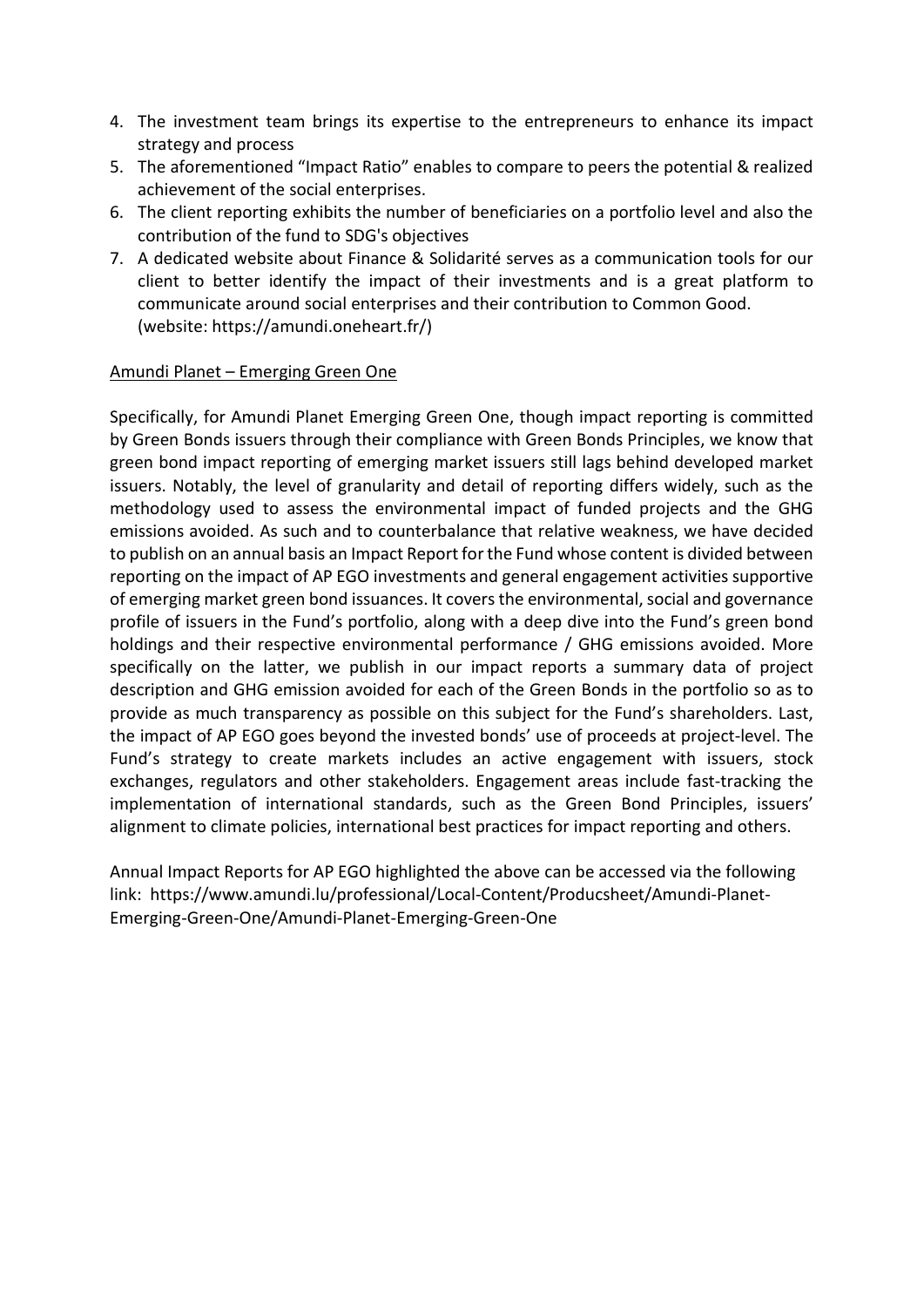4. The investment team brings its expertise to the entrepreneurs to enhance its impact strategy and process
5. The aforementioned "Impact Ratio" enables to compare to peers the potential & realized achievement of the social enterprises.
6. The client reporting exhibits the number of beneficiaries on a portfolio level and also the contribution of the fund to SDG's objectives
7. A dedicated website about Finance & Solidarité serves as a communication tools for our client to better identify the impact of their investments and is a great platform to communicate around social enterprises and their contribution to Common Good. (website: https://amundi.oneheart.fr/)

Amundi Planet – Emerging Green One

Specifically, for Amundi Planet Emerging Green One, though impact reporting is committed by Green Bonds issuers through their compliance with Green Bonds Principles, we know that green bond impact reporting of emerging market issuers still lags behind developed market issuers. Notably, the level of granularity and detail of reporting differs widely, such as the methodology used to assess the environmental impact of funded projects and the GHG emissions avoided. As such and to counterbalance that relative weakness, we have decided to publish on an annual basis an Impact Report for the Fund whose content is divided between reporting on the impact of AP EGO investments and general engagement activities supportive of emerging market green bond issuances. It covers the environmental, social and governance profile of issuers in the Fund's portfolio, along with a deep dive into the Fund's green bond holdings and their respective environmental performance / GHG emissions avoided. More specifically on the latter, we publish in our impact reports a summary data of project description and GHG emission avoided for each of the Green Bonds in the portfolio so as to provide as much transparency as possible on this subject for the Fund's shareholders. Last, the impact of AP EGO goes beyond the invested bonds' use of proceeds at project-level. The Fund's strategy to create markets includes an active engagement with issuers, stock exchanges, regulators and other stakeholders. Engagement areas include fast-tracking the implementation of international standards, such as the Green Bond Principles, issuers' alignment to climate policies, international best practices for impact reporting and others.

Annual Impact Reports for AP EGO highlighted the above can be accessed via the following link: https://www.amundi.lu/professional/Local-Content/Producsheet/Amundi-Planet-Emerging-Green-One/Amundi-Planet-Emerging-Green-One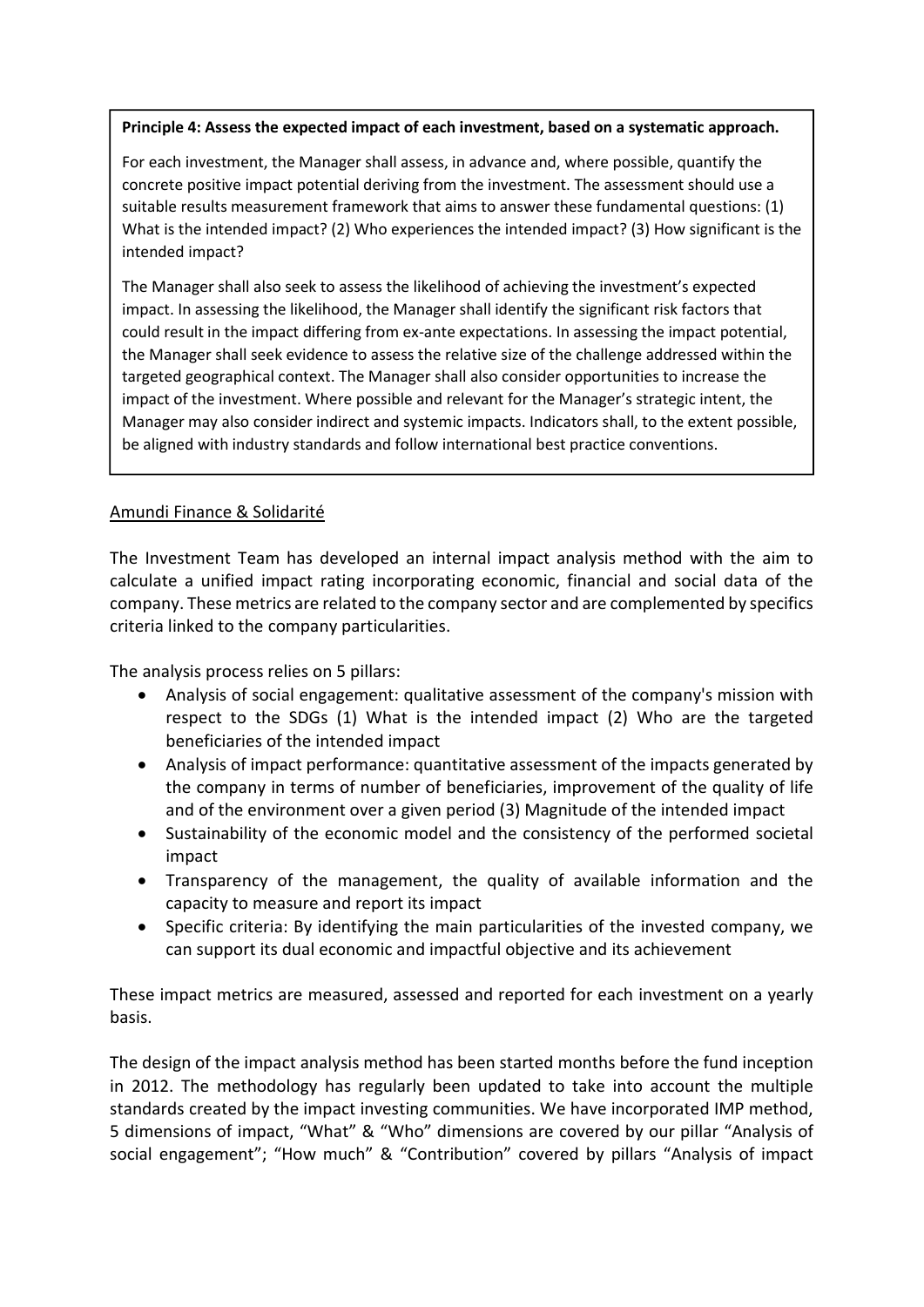**Principle 4: Assess the expected impact of each investment, based on a systematic approach.**

For each investment, the Manager shall assess, in advance and, where possible, quantify the concrete positive impact potential deriving from the investment. The assessment should use a suitable results measurement framework that aims to answer these fundamental questions: (1) What is the intended impact? (2) Who experiences the intended impact? (3) How significant is the intended impact?

The Manager shall also seek to assess the likelihood of achieving the investment's expected impact. In assessing the likelihood, the Manager shall identify the significant risk factors that could result in the impact differing from ex-ante expectations. In assessing the impact potential, the Manager shall seek evidence to assess the relative size of the challenge addressed within the targeted geographical context. The Manager shall also consider opportunities to increase the impact of the investment. Where possible and relevant for the Manager's strategic intent, the Manager may also consider indirect and systemic impacts. Indicators shall, to the extent possible, be aligned with industry standards and follow international best practice conventions.

Amundi Finance & Solidarité

The Investment Team has developed an internal impact analysis method with the aim to calculate a unified impact rating incorporating economic, financial and social data of the company. These metrics are related to the company sector and are complemented by specifics criteria linked to the company particularities.

The analysis process relies on 5 pillars:

- Analysis of social engagement: qualitative assessment of the company's mission with respect to the SDGs (1) What is the intended impact (2) Who are the targeted beneficiaries of the intended impact
- Analysis of impact performance: quantitative assessment of the impacts generated by the company in terms of number of beneficiaries, improvement of the quality of life and of the environment over a given period (3) Magnitude of the intended impact
- Sustainability of the economic model and the consistency of the performed societal impact
- Transparency of the management, the quality of available information and the capacity to measure and report its impact
- Specific criteria: By identifying the main particularities of the invested company, we can support its dual economic and impactful objective and its achievement

These impact metrics are measured, assessed and reported for each investment on a yearly basis.

The design of the impact analysis method has been started months before the fund inception in 2012. The methodology has regularly been updated to take into account the multiple standards created by the impact investing communities. We have incorporated IMP method, 5 dimensions of impact, "What" & "Who" dimensions are covered by our pillar "Analysis of social engagement"; "How much" & "Contribution" covered by pillars "Analysis of impact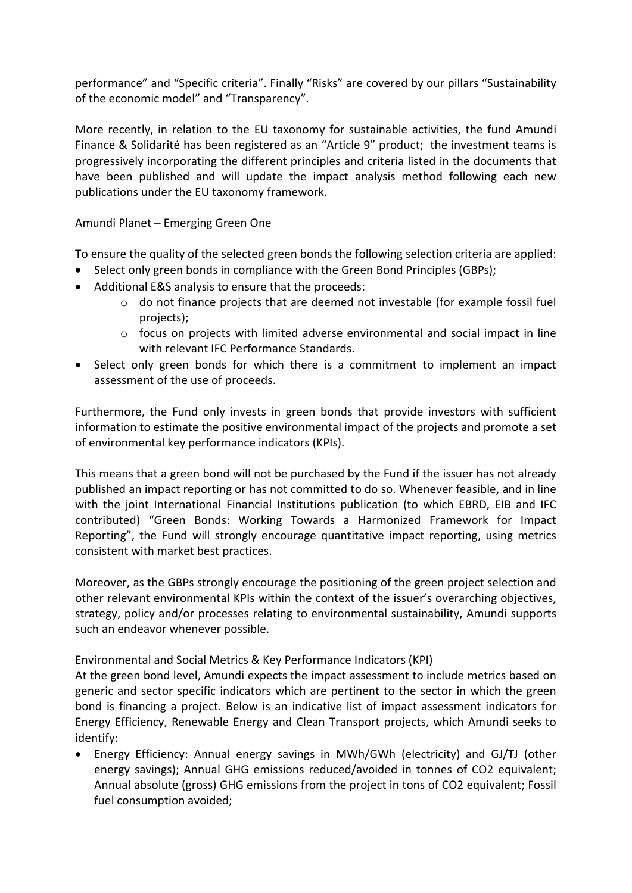performance" and "Specific criteria". Finally "Risks" are covered by our pillars "Sustainability of the economic model" and "Transparency".

More recently, in relation to the EU taxonomy for sustainable activities, the fund Amundi Finance & Solidarité has been registered as an "Article 9" product; the investment teams is progressively incorporating the different principles and criteria listed in the documents that have been published and will update the impact analysis method following each new publications under the EU taxonomy framework.

<u>Amundi Planet – Emerging Green One</u>

To ensure the quality of the selected green bonds the following selection criteria are applied:

- Select only green bonds in compliance with the Green Bond Principles (GBPs);
- Additional E&S analysis to ensure that the proceeds:
    - do not finance projects that are deemed not investable (for example fossil fuel projects);
    - focus on projects with limited adverse environmental and social impact in line with relevant IFC Performance Standards.
- Select only green bonds for which there is a commitment to implement an impact assessment of the use of proceeds.

Furthermore, the Fund only invests in green bonds that provide investors with sufficient information to estimate the positive environmental impact of the projects and promote a set of environmental key performance indicators (KPIs).

This means that a green bond will not be purchased by the Fund if the issuer has not already published an impact reporting or has not committed to do so. Whenever feasible, and in line with the joint International Financial Institutions publication (to which EBRD, EIB and IFC contributed) "Green Bonds: Working Towards a Harmonized Framework for Impact Reporting", the Fund will strongly encourage quantitative impact reporting, using metrics consistent with market best practices.

Moreover, as the GBPs strongly encourage the positioning of the green project selection and other relevant environmental KPIs within the context of the issuer's overarching objectives, strategy, policy and/or processes relating to environmental sustainability, Amundi supports such an endeavor whenever possible.

Environmental and Social Metrics & Key Performance Indicators (KPI)

At the green bond level, Amundi expects the impact assessment to include metrics based on generic and sector specific indicators which are pertinent to the sector in which the green bond is financing a project. Below is an indicative list of impact assessment indicators for Energy Efficiency, Renewable Energy and Clean Transport projects, which Amundi seeks to identify:

- Energy Efficiency: Annual energy savings in MWh/GWh (electricity) and GJ/TJ (other energy savings); Annual GHG emissions reduced/avoided in tonnes of $CO_2$ equivalent; Annual absolute (gross) GHG emissions from the project in tons of $CO_2$ equivalent; Fossil fuel consumption avoided;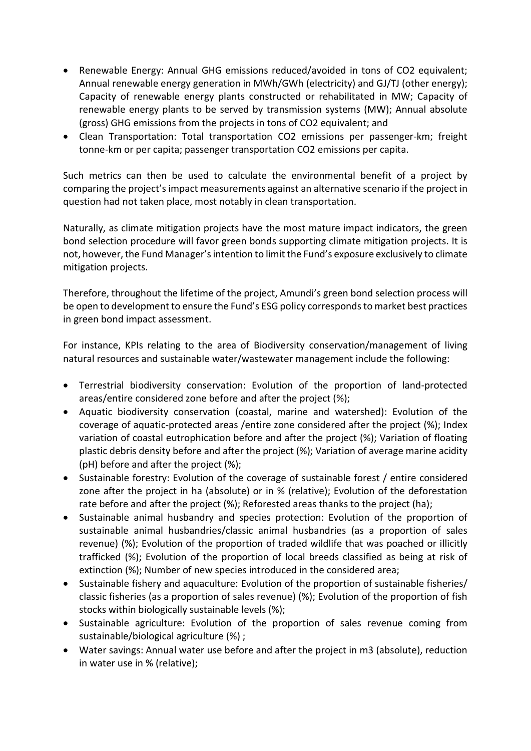- Renewable Energy: Annual GHG emissions reduced/avoided in tons of $CO_2$ equivalent; Annual renewable energy generation in MWh/GWh (electricity) and GJ/TJ (other energy); Capacity of renewable energy plants constructed or rehabilitated in MW; Capacity of renewable energy plants to be served by transmission systems (MW); Annual absolute (gross) GHG emissions from the projects in tons of $CO_2$ equivalent; and
- Clean Transportation: Total transportation $CO_2$ emissions per passenger-km; freight tonne-km or per capita; passenger transportation $CO_2$ emissions per capita.

Such metrics can then be used to calculate the environmental benefit of a project by comparing the project's impact measurements against an alternative scenario if the project in question had not taken place, most notably in clean transportation.

Naturally, as climate mitigation projects have the most mature impact indicators, the green bond selection procedure will favor green bonds supporting climate mitigation projects. It is not, however, the Fund Manager's intention to limit the Fund's exposure exclusively to climate mitigation projects.

Therefore, throughout the lifetime of the project, Amundi's green bond selection process will be open to development to ensure the Fund's ESG policy corresponds to market best practices in green bond impact assessment.

For instance, KPIs relating to the area of Biodiversity conservation/management of living natural resources and sustainable water/wastewater management include the following:

- Terrestrial biodiversity conservation: Evolution of the proportion of land-protected areas/entire considered zone before and after the project (%);
- Aquatic biodiversity conservation (coastal, marine and watershed): Evolution of the coverage of aquatic-protected areas /entire zone considered after the project (%); Index variation of coastal eutrophication before and after the project (%); Variation of floating plastic debris density before and after the project (%); Variation of average marine acidity (pH) before and after the project (%);
- Sustainable forestry: Evolution of the coverage of sustainable forest / entire considered zone after the project in ha (absolute) or in % (relative); Evolution of the deforestation rate before and after the project (%); Reforested areas thanks to the project (ha);
- Sustainable animal husbandry and species protection: Evolution of the proportion of sustainable animal husbandries/classic animal husbandries (as a proportion of sales revenue) (%); Evolution of the proportion of traded wildlife that was poached or illicitly trafficked (%); Evolution of the proportion of local breeds classified as being at risk of extinction (%); Number of new species introduced in the considered area;
- Sustainable fishery and aquaculture: Evolution of the proportion of sustainable fisheries/ classic fisheries (as a proportion of sales revenue) (%); Evolution of the proportion of fish stocks within biologically sustainable levels (%);
- Sustainable agriculture: Evolution of the proportion of sales revenue coming from sustainable/biological agriculture (%) ;
- Water savings: Annual water use before and after the project in m3 (absolute), reduction in water use in % (relative);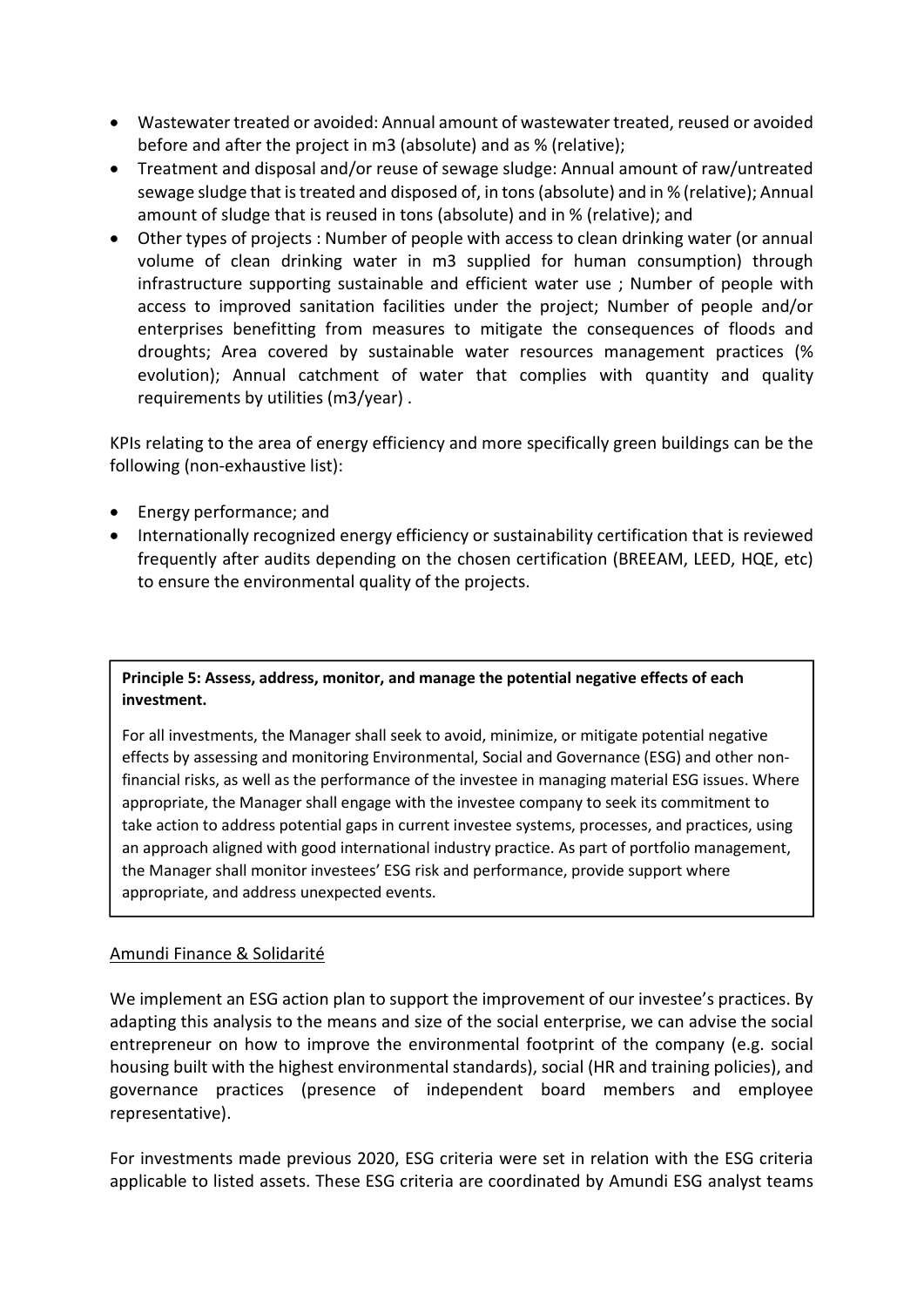- Wastewater treated or avoided: Annual amount of wastewater treated, reused or avoided before and after the project in m3 (absolute) and as % (relative);
- Treatment and disposal and/or reuse of sewage sludge: Annual amount of raw/untreated sewage sludge that is treated and disposed of, in tons (absolute) and in % (relative); Annual amount of sludge that is reused in tons (absolute) and in % (relative); and
- Other types of projects : Number of people with access to clean drinking water (or annual volume of clean drinking water in m3 supplied for human consumption) through infrastructure supporting sustainable and efficient water use ; Number of people with access to improved sanitation facilities under the project; Number of people and/or enterprises benefitting from measures to mitigate the consequences of floods and droughts; Area covered by sustainable water resources management practices (% evolution); Annual catchment of water that complies with quantity and quality requirements by utilities (m3/year) .

KPIs relating to the area of energy efficiency and more specifically green buildings can be the following (non-exhaustive list):

- Energy performance; and
- Internationally recognized energy efficiency or sustainability certification that is reviewed frequently after audits depending on the chosen certification (BREEAM, LEED, HQE, etc) to ensure the environmental quality of the projects.

> **Principle 5: Assess, address, monitor, and manage the potential negative effects of each investment.**
>
> For all investments, the Manager shall seek to avoid, minimize, or mitigate potential negative effects by assessing and monitoring Environmental, Social and Governance (ESG) and other non-financial risks, as well as the performance of the investee in managing material ESG issues. Where appropriate, the Manager shall engage with the investee company to seek its commitment to take action to address potential gaps in current investee systems, processes, and practices, using an approach aligned with good international industry practice. As part of portfolio management, the Manager shall monitor investees' ESG risk and performance, provide support where appropriate, and address unexpected events.

Amundi Finance & Solidarité

We implement an ESG action plan to support the improvement of our investee's practices. By adapting this analysis to the means and size of the social enterprise, we can advise the social entrepreneur on how to improve the environmental footprint of the company (e.g. social housing built with the highest environmental standards), social (HR and training policies), and governance practices (presence of independent board members and employee representative).

For investments made previous 2020, ESG criteria were set in relation with the ESG criteria applicable to listed assets. These ESG criteria are coordinated by Amundi ESG analyst teams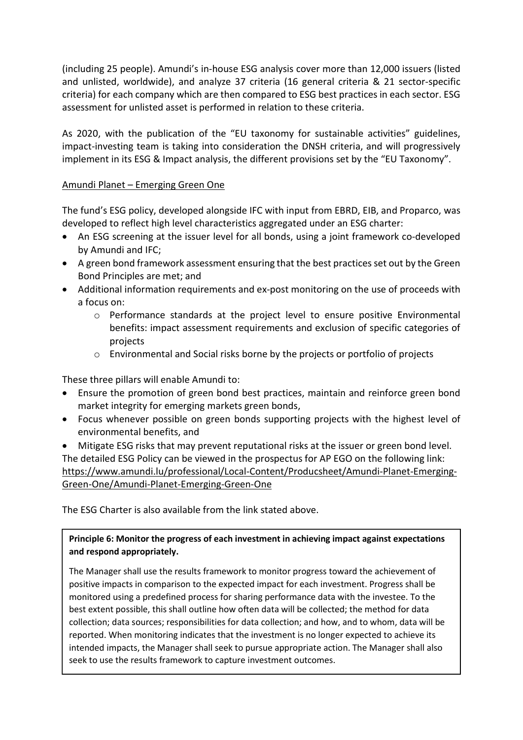(including 25 people). Amundi's in-house ESG analysis cover more than 12,000 issuers (listed and unlisted, worldwide), and analyze 37 criteria (16 general criteria & 21 sector-specific criteria) for each company which are then compared to ESG best practices in each sector. ESG assessment for unlisted asset is performed in relation to these criteria.

As 2020, with the publication of the "EU taxonomy for sustainable activities" guidelines, impact-investing team is taking into consideration the DNSH criteria, and will progressively implement in its ESG & Impact analysis, the different provisions set by the "EU Taxonomy".

<u>Amundi Planet – Emerging Green One</u>

The fund's ESG policy, developed alongside IFC with input from EBRD, EIB, and Proparco, was developed to reflect high level characteristics aggregated under an ESG charter:

- An ESG screening at the issuer level for all bonds, using a joint framework co-developed by Amundi and IFC;
- A green bond framework assessment ensuring that the best practices set out by the Green Bond Principles are met; and
- Additional information requirements and ex-post monitoring on the use of proceeds with a focus on:
  - Performance standards at the project level to ensure positive Environmental benefits: impact assessment requirements and exclusion of specific categories of projects
  - Environmental and Social risks borne by the projects or portfolio of projects

These three pillars will enable Amundi to:

- Ensure the promotion of green bond best practices, maintain and reinforce green bond market integrity for emerging markets green bonds,
- Focus whenever possible on green bonds supporting projects with the highest level of environmental benefits, and
- Mitigate ESG risks that may prevent reputational risks at the issuer or green bond level.

The detailed ESG Policy can be viewed in the prospectus for AP EGO on the following link: https://www.amundi.lu/professional/Local-Content/Producsheet/Amundi-Planet-Emerging-Green-One/Amundi-Planet-Emerging-Green-One

The ESG Charter is also available from the link stated above.

**Principle 6: Monitor the progress of each investment in achieving impact against expectations and respond appropriately.**

The Manager shall use the results framework to monitor progress toward the achievement of positive impacts in comparison to the expected impact for each investment. Progress shall be monitored using a predefined process for sharing performance data with the investee. To the best extent possible, this shall outline how often data will be collected; the method for data collection; data sources; responsibilities for data collection; and how, and to whom, data will be reported. When monitoring indicates that the investment is no longer expected to achieve its intended impacts, the Manager shall seek to pursue appropriate action. The Manager shall also seek to use the results framework to capture investment outcomes.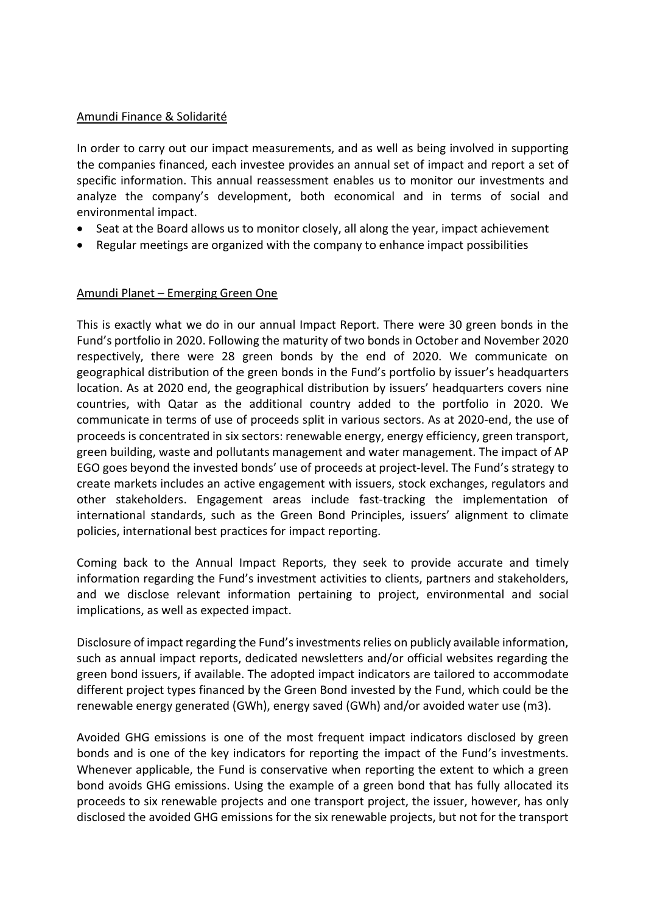<u>Amundi Finance & Solidarité</u>

In order to carry out our impact measurements, and as well as being involved in supporting the companies financed, each investee provides an annual set of impact and report a set of specific information. This annual reassessment enables us to monitor our investments and analyze the company's development, both economical and in terms of social and environmental impact.

- Seat at the Board allows us to monitor closely, all along the year, impact achievement
- Regular meetings are organized with the company to enhance impact possibilities

<u>Amundi Planet – Emerging Green One</u>

This is exactly what we do in our annual Impact Report. There were 30 green bonds in the Fund's portfolio in 2020. Following the maturity of two bonds in October and November 2020 respectively, there were 28 green bonds by the end of 2020. We communicate on geographical distribution of the green bonds in the Fund's portfolio by issuer's headquarters location. As at 2020 end, the geographical distribution by issuers' headquarters covers nine countries, with Qatar as the additional country added to the portfolio in 2020. We communicate in terms of use of proceeds split in various sectors. As at 2020-end, the use of proceeds is concentrated in six sectors: renewable energy, energy efficiency, green transport, green building, waste and pollutants management and water management. The impact of AP EGO goes beyond the invested bonds' use of proceeds at project-level. The Fund's strategy to create markets includes an active engagement with issuers, stock exchanges, regulators and other stakeholders. Engagement areas include fast-tracking the implementation of international standards, such as the Green Bond Principles, issuers' alignment to climate policies, international best practices for impact reporting.

Coming back to the Annual Impact Reports, they seek to provide accurate and timely information regarding the Fund's investment activities to clients, partners and stakeholders, and we disclose relevant information pertaining to project, environmental and social implications, as well as expected impact.

Disclosure of impact regarding the Fund's investments relies on publicly available information, such as annual impact reports, dedicated newsletters and/or official websites regarding the green bond issuers, if available. The adopted impact indicators are tailored to accommodate different project types financed by the Green Bond invested by the Fund, which could be the renewable energy generated (GWh), energy saved (GWh) and/or avoided water use (m3).

Avoided GHG emissions is one of the most frequent impact indicators disclosed by green bonds and is one of the key indicators for reporting the impact of the Fund's investments. Whenever applicable, the Fund is conservative when reporting the extent to which a green bond avoids GHG emissions. Using the example of a green bond that has fully allocated its proceeds to six renewable projects and one transport project, the issuer, however, has only disclosed the avoided GHG emissions for the six renewable projects, but not for the transport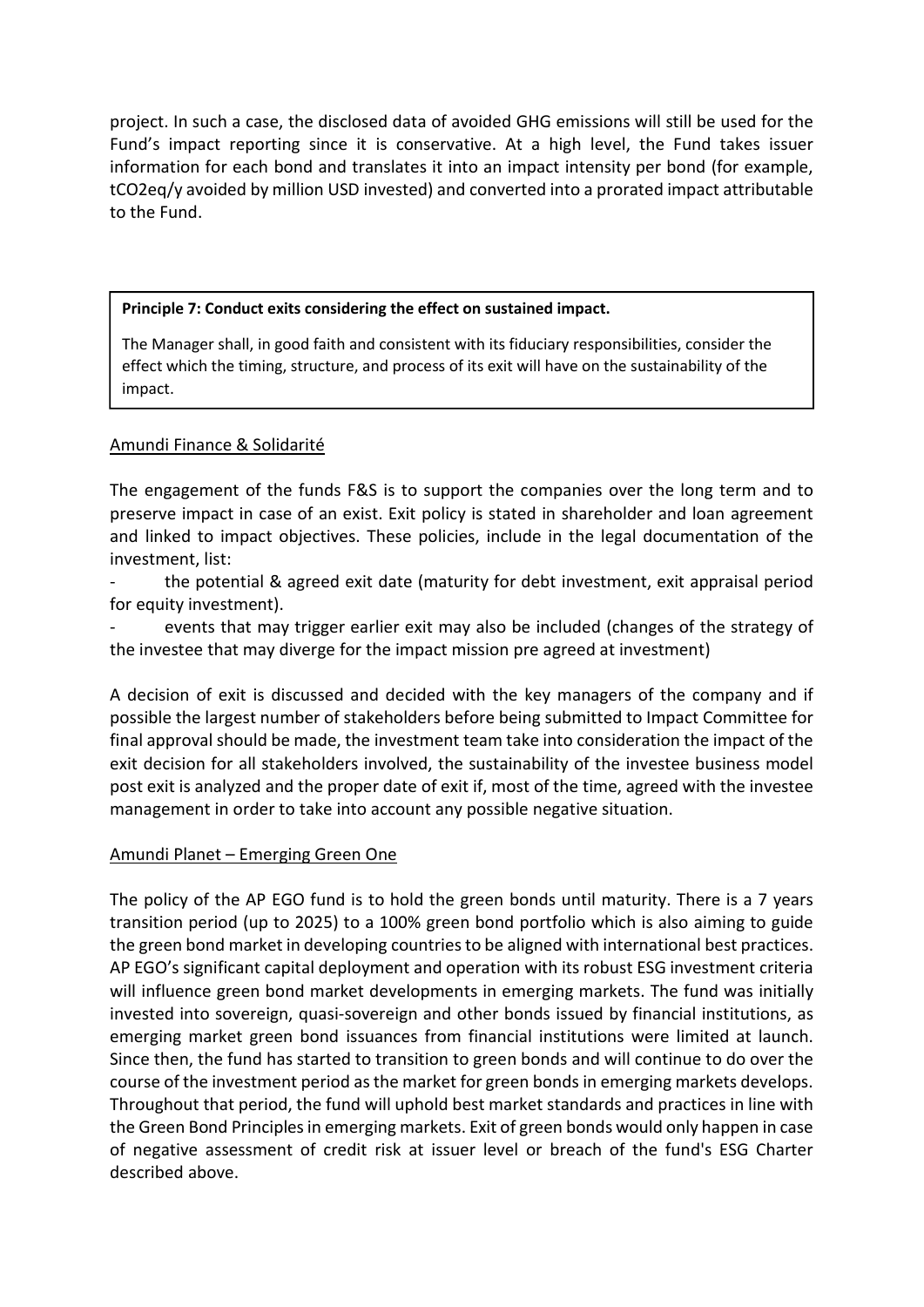project. In such a case, the disclosed data of avoided GHG emissions will still be used for the Fund's impact reporting since it is conservative. At a high level, the Fund takes issuer information for each bond and translates it into an impact intensity per bond (for example, tCO2eq/y avoided by million USD invested) and converted into a prorated impact attributable to the Fund.

> **Principle 7: Conduct exits considering the effect on sustained impact.**
>
> The Manager shall, in good faith and consistent with its fiduciary responsibilities, consider the effect which the timing, structure, and process of its exit will have on the sustainability of the impact.

<u>Amundi Finance & Solidarité</u>

The engagement of the funds F&S is to support the companies over the long term and to preserve impact in case of an exist. Exit policy is stated in shareholder and loan agreement and linked to impact objectives. These policies, include in the legal documentation of the investment, list:

- the potential & agreed exit date (maturity for debt investment, exit appraisal period for equity investment).
- events that may trigger earlier exit may also be included (changes of the strategy of the investee that may diverge for the impact mission pre agreed at investment)

A decision of exit is discussed and decided with the key managers of the company and if possible the largest number of stakeholders before being submitted to Impact Committee for final approval should be made, the investment team take into consideration the impact of the exit decision for all stakeholders involved, the sustainability of the investee business model post exit is analyzed and the proper date of exit if, most of the time, agreed with the investee management in order to take into account any possible negative situation.

<u>Amundi Planet – Emerging Green One</u>

The policy of the AP EGO fund is to hold the green bonds until maturity. There is a 7 years transition period (up to 2025) to a 100% green bond portfolio which is also aiming to guide the green bond market in developing countries to be aligned with international best practices. AP EGO's significant capital deployment and operation with its robust ESG investment criteria will influence green bond market developments in emerging markets. The fund was initially invested into sovereign, quasi-sovereign and other bonds issued by financial institutions, as emerging market green bond issuances from financial institutions were limited at launch. Since then, the fund has started to transition to green bonds and will continue to do over the course of the investment period as the market for green bonds in emerging markets develops. Throughout that period, the fund will uphold best market standards and practices in line with the Green Bond Principles in emerging markets. Exit of green bonds would only happen in case of negative assessment of credit risk at issuer level or breach of the fund's ESG Charter described above.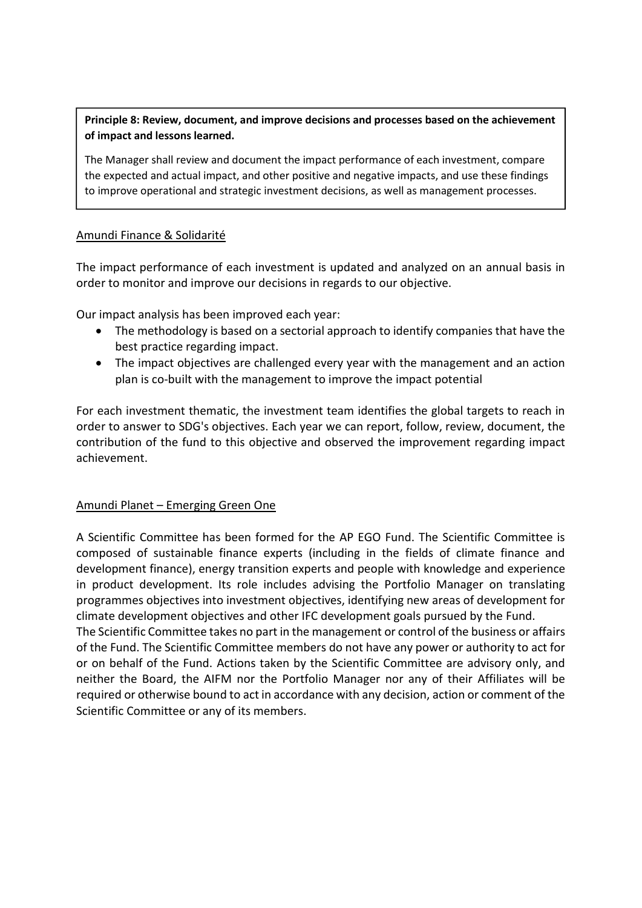**Principle 8: Review, document, and improve decisions and processes based on the achievement of impact and lessons learned.**

The Manager shall review and document the impact performance of each investment, compare the expected and actual impact, and other positive and negative impacts, and use these findings to improve operational and strategic investment decisions, as well as management processes.

<u>Amundi Finance & Solidarité</u>

The impact performance of each investment is updated and analyzed on an annual basis in order to monitor and improve our decisions in regards to our objective.

Our impact analysis has been improved each year:

- The methodology is based on a sectorial approach to identify companies that have the best practice regarding impact.
- The impact objectives are challenged every year with the management and an action plan is co-built with the management to improve the impact potential

For each investment thematic, the investment team identifies the global targets to reach in order to answer to SDG's objectives. Each year we can report, follow, review, document, the contribution of the fund to this objective and observed the improvement regarding impact achievement.

<u>Amundi Planet – Emerging Green One</u>

A Scientific Committee has been formed for the AP EGO Fund. The Scientific Committee is composed of sustainable finance experts (including in the fields of climate finance and development finance), energy transition experts and people with knowledge and experience in product development. Its role includes advising the Portfolio Manager on translating programmes objectives into investment objectives, identifying new areas of development for climate development objectives and other IFC development goals pursued by the Fund.

The Scientific Committee takes no part in the management or control of the business or affairs of the Fund. The Scientific Committee members do not have any power or authority to act for or on behalf of the Fund. Actions taken by the Scientific Committee are advisory only, and neither the Board, the AIFM nor the Portfolio Manager nor any of their Affiliates will be required or otherwise bound to act in accordance with any decision, action or comment of the Scientific Committee or any of its members.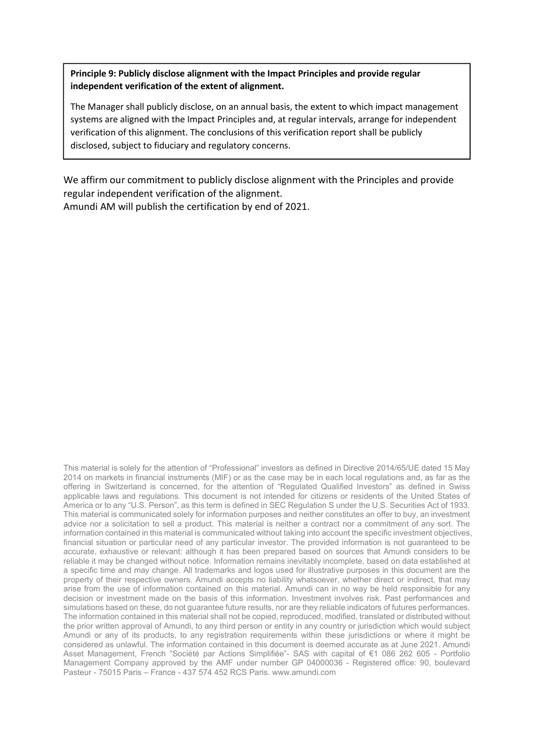**Principle 9: Publicly disclose alignment with the Impact Principles and provide regular independent verification of the extent of alignment.**

The Manager shall publicly disclose, on an annual basis, the extent to which impact management systems are aligned with the Impact Principles and, at regular intervals, arrange for independent verification of this alignment. The conclusions of this verification report shall be publicly disclosed, subject to fiduciary and regulatory concerns.

We affirm our commitment to publicly disclose alignment with the Principles and provide regular independent verification of the alignment.
Amundi AM will publish the certification by end of 2021.

This material is solely for the attention of "Professional" investors as defined in Directive 2014/65/UE dated 15 May 2014 on markets in financial instruments (MIF) or as the case may be in each local regulations and, as far as the offering in Switzerland is concerned, for the attention of "Regulated Qualified Investors" as defined in Swiss applicable laws and regulations. This document is not intended for citizens or residents of the United States of America or to any "U.S. Person", as this term is defined in SEC Regulation S under the U.S. Securities Act of 1933. This material is communicated solely for information purposes and neither constitutes an offer to buy, an investment advice nor a solicitation to sell a product. This material is neither a contract nor a commitment of any sort. The information contained in this material is communicated without taking into account the specific investment objectives, financial situation or particular need of any particular investor. The provided information is not guaranteed to be accurate, exhaustive or relevant: although it has been prepared based on sources that Amundi considers to be reliable it may be changed without notice. Information remains inevitably incomplete, based on data established at a specific time and may change. All trademarks and logos used for illustrative purposes in this document are the property of their respective owners. Amundi accepts no liability whatsoever, whether direct or indirect, that may arise from the use of information contained on this material. Amundi can in no way be held responsible for any decision or investment made on the basis of this information. Investment involves risk. Past performances and simulations based on these, do not guarantee future results, nor are they reliable indicators of futures performances. The information contained in this material shall not be copied, reproduced, modified, translated or distributed without the prior written approval of Amundi, to any third person or entity in any country or jurisdiction which would subject Amundi or any of its products, to any registration requirements within these jurisdictions or where it might be considered as unlawful. The information contained in this document is deemed accurate as at June 2021. Amundi Asset Management, French "Société par Actions Simplifiée"- SAS with capital of €1 086 262 605 - Portfolio Management Company approved by the AMF under number GP 04000036 - Registered office: 90, boulevard Pasteur - 75015 Paris – France - 437 574 452 RCS Paris. www.amundi.com